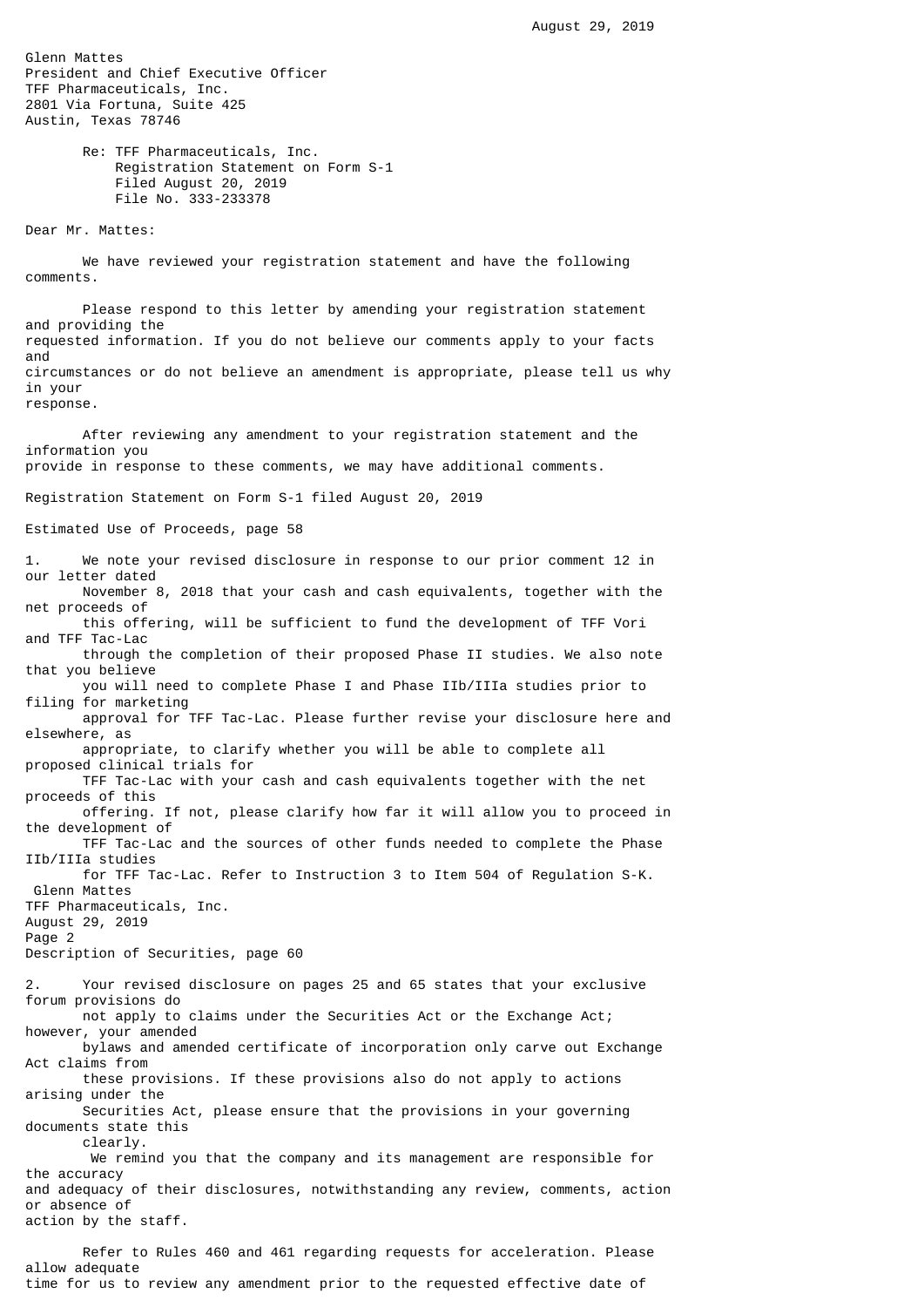August 29, 2019

Glenn Mattes
President and Chief Executive Officer
TFF Pharmaceuticals, Inc.
2801 Via Fortuna, Suite 425
Austin, Texas 78746

Re: TFF Pharmaceuticals, Inc.
Registration Statement on Form S-1
Filed August 20, 2019
File No. 333-233378

Dear Mr. Mattes:

We have reviewed your registration statement and have the following comments.

Please respond to this letter by amending your registration statement and providing the requested information. If you do not believe our comments apply to your facts and circumstances or do not believe an amendment is appropriate, please tell us why in your response.

After reviewing any amendment to your registration statement and the information you provide in response to these comments, we may have additional comments.

Registration Statement on Form S-1 filed August 20, 2019

Estimated Use of Proceeds, page 58

1. We note your revised disclosure in response to our prior comment 12 in our letter dated November 8, 2018 that your cash and cash equivalents, together with the net proceeds of this offering, will be sufficient to fund the development of TFF Vori and TFF Tac-Lac through the completion of their proposed Phase II studies. We also note that you believe you will need to complete Phase I and Phase IIb/IIIa studies prior to filing for marketing approval for TFF Tac-Lac. Please further revise your disclosure here and elsewhere, as appropriate, to clarify whether you will be able to complete all proposed clinical trials for TFF Tac-Lac with your cash and cash equivalents together with the net proceeds of this offering. If not, please clarify how far it will allow you to proceed in the development of TFF Tac-Lac and the sources of other funds needed to complete the Phase IIb/IIIa studies for TFF Tac-Lac. Refer to Instruction 3 to Item 504 of Regulation S-K.

Description of Securities, page 60

2. Your revised disclosure on pages 25 and 65 states that your exclusive forum provisions do not apply to claims under the Securities Act or the Exchange Act; however, your amended bylaws and amended certificate of incorporation only carve out Exchange Act claims from these provisions. If these provisions also do not apply to actions arising under the Securities Act, please ensure that the provisions in your governing documents state this clearly.

We remind you that the company and its management are responsible for the accuracy and adequacy of their disclosures, notwithstanding any review, comments, action or absence of action by the staff.

Refer to Rules 460 and 461 regarding requests for acceleration. Please allow adequate time for us to review any amendment prior to the requested effective date of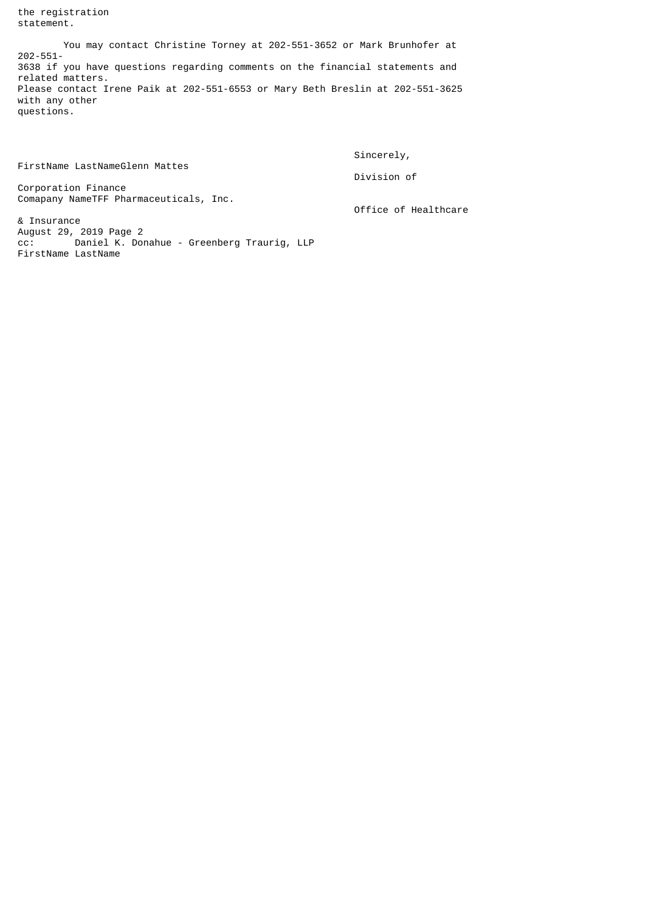the registration statement.

You may contact Christine Torney at 202-551-3652 or Mark Brunhofer at 202-551-3638 if you have questions regarding comments on the financial statements and related matters. Please contact Irene Paik at 202-551-6553 or Mary Beth Breslin at 202-551-3625 with any other questions.

Sincerely,

Division of Corporation Finance

Office of Healthcare & Insurance

cc: Daniel K. Donahue - Greenberg Traurig, LLP